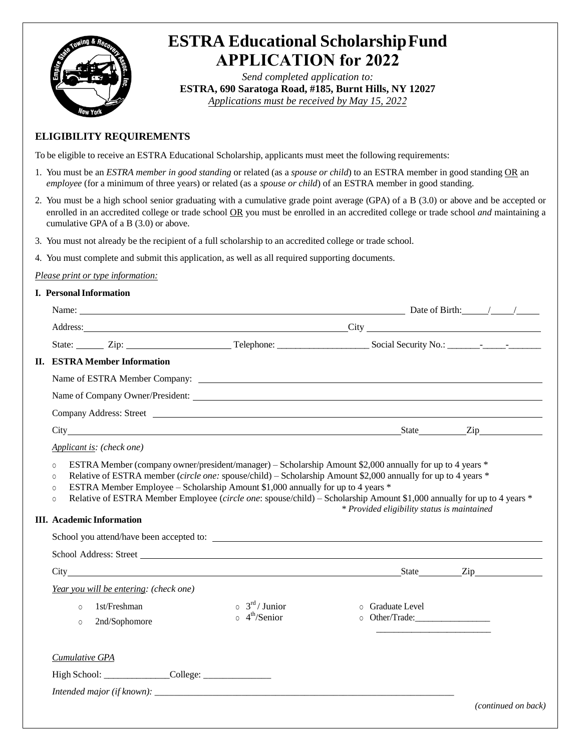# ESTRA Educational Scholarship Fund APPLICATION for 2022

*Send completed application to:*
**ESTRA, 690 Saratoga Road, #185, Burnt Hills, NY 12027**
*Applications must be received by May 15, 2022*

## ELIGIBILITY REQUIREMENTS

To be eligible to receive an ESTRA Educational Scholarship, applicants must meet the following requirements:

1. You must be an *ESTRA member in good standing* or related (as a *spouse or child*) to an ESTRA member in good standing OR an *employee* (for a minimum of three years) or related (as a *spouse or child*) of an ESTRA member in good standing.
2. You must be a high school senior graduating with a cumulative grade point average (GPA) of a B (3.0) or above and be accepted or enrolled in an accredited college or trade school OR you must be enrolled in an accredited college or trade school *and* maintaining a cumulative GPA of a B (3.0) or above.
3. You must not already be the recipient of a full scholarship to an accredited college or trade school.
4. You must complete and submit this application, as well as all required supporting documents.

*Please print or type information:*

### I. Personal Information

Name: ______________________________ Date of Birth: _____/_____/_____

Address: ______________________________ City ______________________________

State: ______ Zip: ______________ Telephone: ____________________ Social Security No.: _______-_____-_______

### II. ESTRA Member Information

Name of ESTRA Member Company: ______________________________

Name of Company Owner/President: ______________________________

Company Address: Street ______________________________

City ______________________________ State __________ Zip ______________

*Applicant is: (check one)*

- ○ ESTRA Member (company owner/president/manager) – Scholarship Amount $2,000 annually for up to 4 years *
- ○ Relative of ESTRA member (*circle one:* spouse/child) – Scholarship Amount $2,000 annually for up to 4 years *
- ○ ESTRA Member Employee – Scholarship Amount $1,000 annually for up to 4 years *
- ○ Relative of ESTRA Member Employee (*circle one*: spouse/child) – Scholarship Amount $1,000 annually for up to 4 years *

*\* Provided eligibility status is maintained*

### III. Academic Information

School you attend/have been accepted to: ______________________________

School Address: Street ______________________________

City ______________________________ State __________ Zip ______________

*Year you will be entering: (check one)*

- ○ 1st/Freshman
- ○ 2nd/Sophomore
- ○ 3rd / Junior
- ○ 4th/Senior
- ○ Graduate Level
- ○ Other/Trade: ________________ ________________________

*Cumulative GPA*

High School: ______________ College: ______________

*Intended major (if known):* ______________________________

*(continued on back)*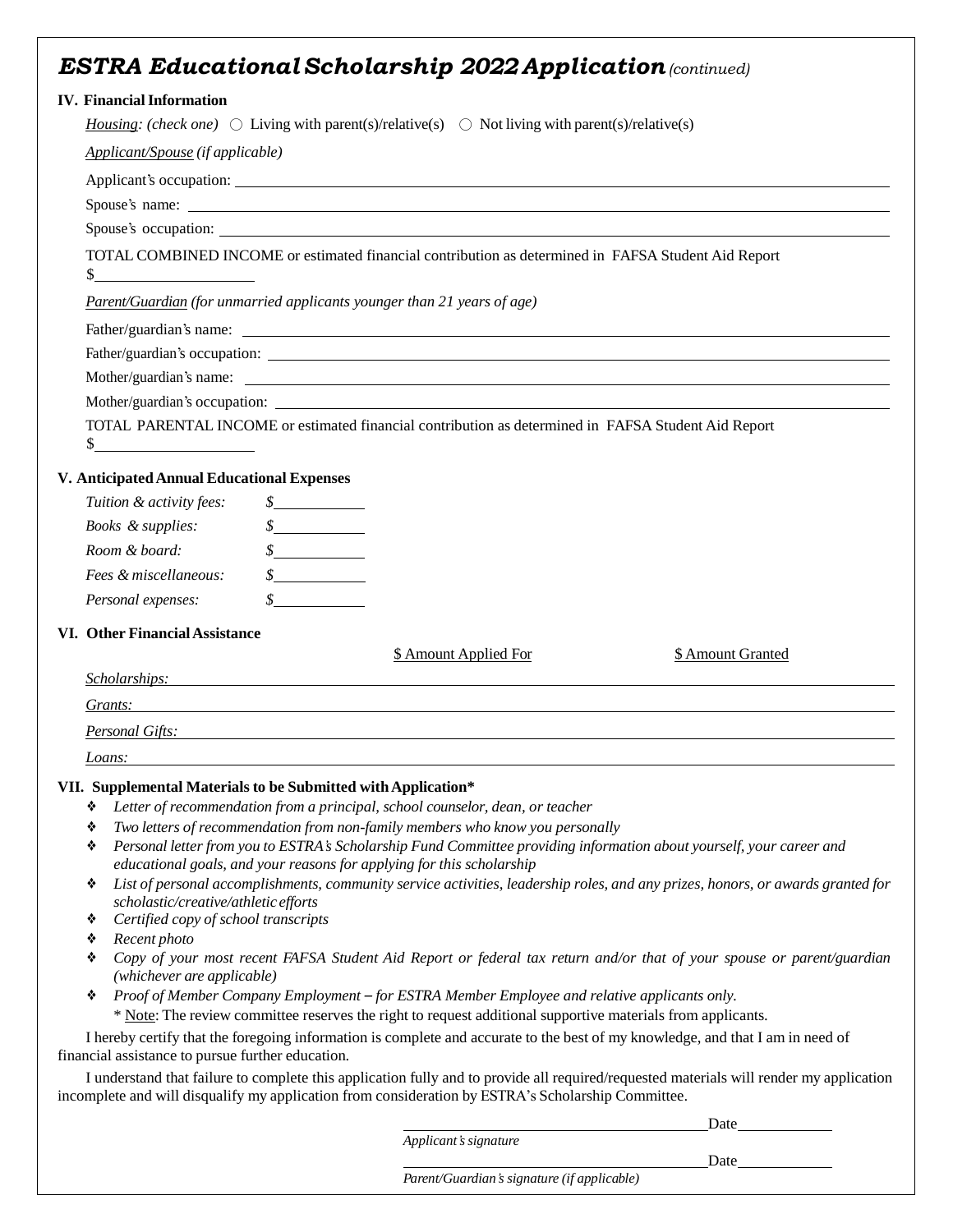# *ESTRA Educational Scholarship 2022 Application* *(continued)*

## IV. Financial Information

*Housing: (check one)* ○ Living with parent(s)/relative(s) ○ Not living with parent(s)/relative(s)

*Applicant/Spouse (if applicable)*

Applicant's occupation: \_\_\_\_\_\_\_\_\_\_\_\_\_\_\_\_\_\_\_\_

Spouse's name: \_\_\_\_\_\_\_\_\_\_\_\_\_\_\_\_\_\_\_\_

Spouse's occupation: \_\_\_\_\_\_\_\_\_\_\_\_\_\_\_\_\_\_\_\_

TOTAL COMBINED INCOME or estimated financial contribution as determined in FAFSA Student Aid Report

$\_\_\_\_\_\_\_\_\_\_\_\_

*Parent/Guardian (for unmarried applicants younger than 21 years of age)*

Father/guardian's name: \_\_\_\_\_\_\_\_\_\_\_\_\_\_\_\_\_\_\_\_

Father/guardian's occupation: \_\_\_\_\_\_\_\_\_\_\_\_\_\_\_\_\_\_\_\_

Mother/guardian's name: \_\_\_\_\_\_\_\_\_\_\_\_\_\_\_\_\_\_\_\_

Mother/guardian's occupation: \_\_\_\_\_\_\_\_\_\_\_\_\_\_\_\_\_\_\_\_

TOTAL PARENTAL INCOME or estimated financial contribution as determined in FAFSA Student Aid Report

$\_\_\_\_\_\_\_\_\_\_\_\_

## V. Anticipated Annual Educational Expenses

| | |
|---|---|
| *Tuition & activity fees:* | *$*\_\_\_\_\_\_\_\_ |
| *Books & supplies:* | *$*\_\_\_\_\_\_\_\_ |
| *Room & board:* | *$*\_\_\_\_\_\_\_\_ |
| *Fees & miscellaneous:* | *$*\_\_\_\_\_\_\_\_ |
| *Personal expenses:* | *$*\_\_\_\_\_\_\_\_ |

## VI. Other Financial Assistance

| | $ Amount Applied For | $ Amount Granted |
|---|---|---|
| *Scholarships:* | | |
| *Grants:* | | |
| *Personal Gifts:* | | |
| *Loans:* | | |

## VII. Supplemental Materials to be Submitted with Application*

- *Letter of recommendation from a principal, school counselor, dean, or teacher*
- *Two letters of recommendation from non-family members who know you personally*
- *Personal letter from you to ESTRA's Scholarship Fund Committee providing information about yourself, your career and educational goals, and your reasons for applying for this scholarship*
- *List of personal accomplishments, community service activities, leadership roles, and any prizes, honors, or awards granted for scholastic/creative/athletic efforts*
- *Certified copy of school transcripts*
- *Recent photo*
- *Copy of your most recent FAFSA Student Aid Report or federal tax return and/or that of your spouse or parent/guardian (whichever are applicable)*
- *Proof of Member Company Employment – for ESTRA Member Employee and relative applicants only.*

\* Note: The review committee reserves the right to request additional supportive materials from applicants.

I hereby certify that the foregoing information is complete and accurate to the best of my knowledge, and that I am in need of financial assistance to pursue further education.

I understand that failure to complete this application fully and to provide all required/requested materials will render my application incomplete and will disqualify my application from consideration by ESTRA's Scholarship Committee.

\_\_\_\_\_\_\_\_\_\_\_\_\_\_\_\_\_\_\_\_ Date\_\_\_\_\_\_\_\_

*Applicant's signature*

\_\_\_\_\_\_\_\_\_\_\_\_\_\_\_\_\_\_\_\_ Date\_\_\_\_\_\_\_\_

*Parent/Guardian's signature (if applicable)*